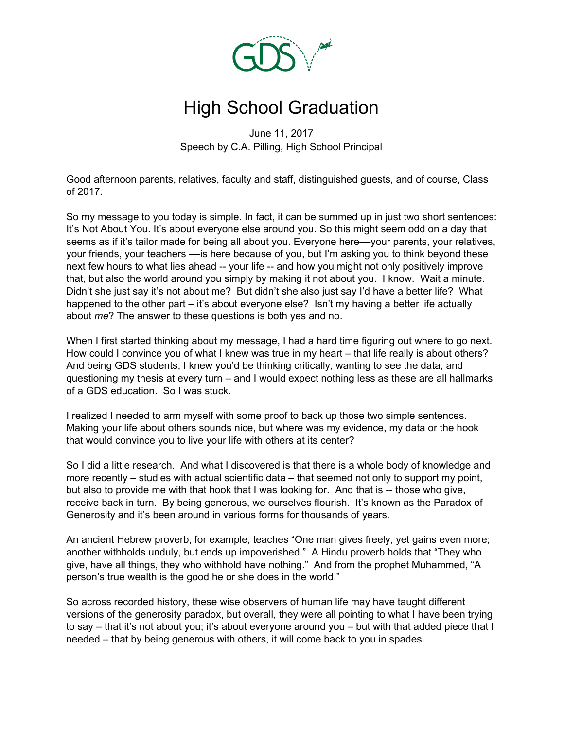# High School Graduation

June 11, 2017
Speech by C.A. Pilling, High School Principal

Good afternoon parents, relatives, faculty and staff, distinguished guests, and of course, Class of 2017.

So my message to you today is simple. In fact, it can be summed up in just two short sentences: It's Not About You. It's about everyone else around you. So this might seem odd on a day that seems as if it's tailor made for being all about you. Everyone here—your parents, your relatives, your friends, your teachers —is here because of you, but I'm asking you to think beyond these next few hours to what lies ahead -- your life -- and how you might not only positively improve that, but also the world around you simply by making it not about you. I know. Wait a minute. Didn't she just say it's not about me? But didn't she also just say I'd have a better life? What happened to the other part – it's about everyone else? Isn't my having a better life actually about *me*? The answer to these questions is both yes and no.

When I first started thinking about my message, I had a hard time figuring out where to go next. How could I convince you of what I knew was true in my heart – that life really is about others? And being GDS students, I knew you'd be thinking critically, wanting to see the data, and questioning my thesis at every turn – and I would expect nothing less as these are all hallmarks of a GDS education. So I was stuck.

I realized I needed to arm myself with some proof to back up those two simple sentences. Making your life about others sounds nice, but where was my evidence, my data or the hook that would convince you to live your life with others at its center?

So I did a little research. And what I discovered is that there is a whole body of knowledge and more recently – studies with actual scientific data – that seemed not only to support my point, but also to provide me with that hook that I was looking for. And that is -- those who give, receive back in turn. By being generous, we ourselves flourish. It's known as the Paradox of Generosity and it's been around in various forms for thousands of years.

An ancient Hebrew proverb, for example, teaches "One man gives freely, yet gains even more; another withholds unduly, but ends up impoverished." A Hindu proverb holds that "They who give, have all things, they who withhold have nothing." And from the prophet Muhammed, "A person's true wealth is the good he or she does in the world."

So across recorded history, these wise observers of human life may have taught different versions of the generosity paradox, but overall, they were all pointing to what I have been trying to say – that it's not about you; it's about everyone around you – but with that added piece that I needed – that by being generous with others, it will come back to you in spades.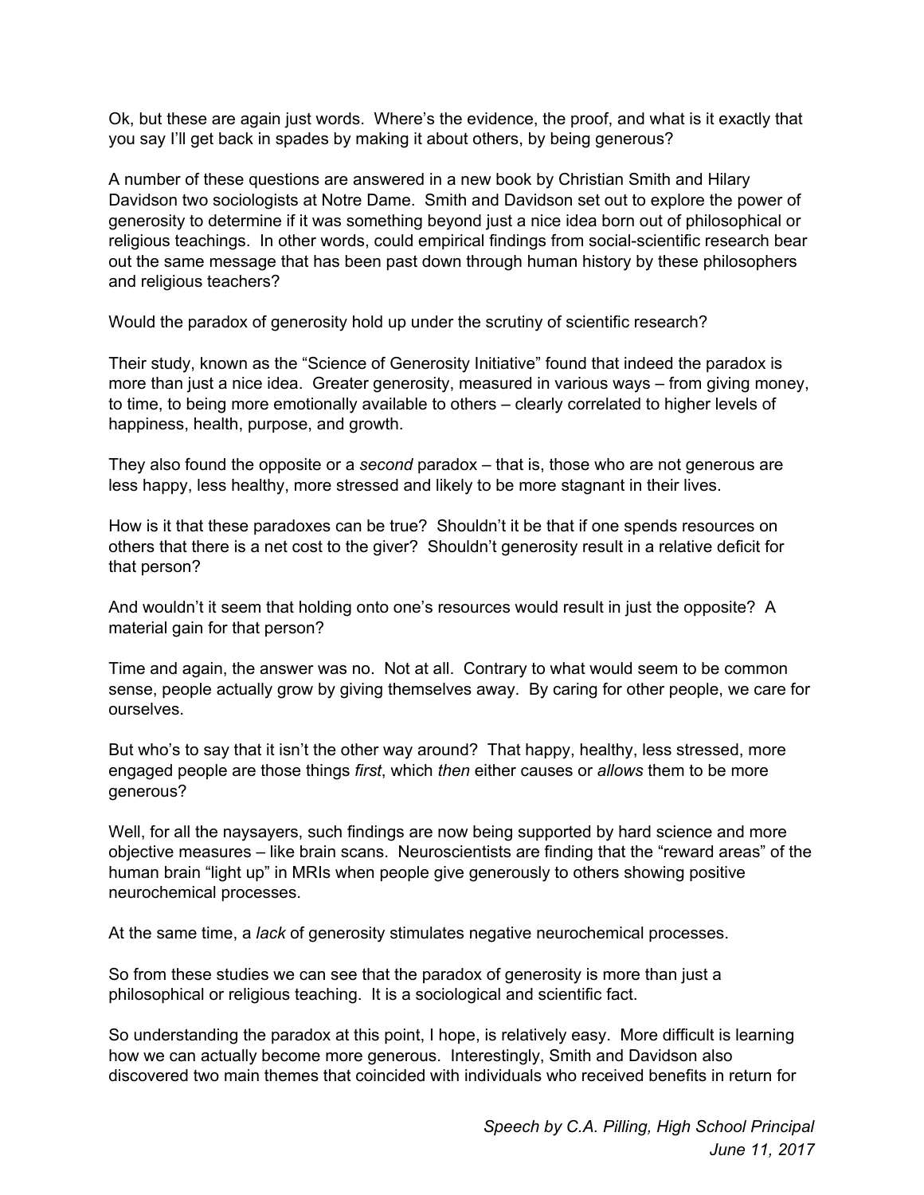Ok, but these are again just words. Where's the evidence, the proof, and what is it exactly that you say I'll get back in spades by making it about others, by being generous?

A number of these questions are answered in a new book by Christian Smith and Hilary Davidson two sociologists at Notre Dame. Smith and Davidson set out to explore the power of generosity to determine if it was something beyond just a nice idea born out of philosophical or religious teachings. In other words, could empirical findings from social-scientific research bear out the same message that has been past down through human history by these philosophers and religious teachers?

Would the paradox of generosity hold up under the scrutiny of scientific research?

Their study, known as the "Science of Generosity Initiative" found that indeed the paradox is more than just a nice idea. Greater generosity, measured in various ways – from giving money, to time, to being more emotionally available to others – clearly correlated to higher levels of happiness, health, purpose, and growth.

They also found the opposite or a *second* paradox – that is, those who are not generous are less happy, less healthy, more stressed and likely to be more stagnant in their lives.

How is it that these paradoxes can be true? Shouldn't it be that if one spends resources on others that there is a net cost to the giver? Shouldn't generosity result in a relative deficit for that person?

And wouldn't it seem that holding onto one's resources would result in just the opposite? A material gain for that person?

Time and again, the answer was no. Not at all. Contrary to what would seem to be common sense, people actually grow by giving themselves away. By caring for other people, we care for ourselves.

But who's to say that it isn't the other way around? That happy, healthy, less stressed, more engaged people are those things *first*, which *then* either causes or *allows* them to be more generous?

Well, for all the naysayers, such findings are now being supported by hard science and more objective measures – like brain scans. Neuroscientists are finding that the "reward areas" of the human brain "light up" in MRIs when people give generously to others showing positive neurochemical processes.

At the same time, a *lack* of generosity stimulates negative neurochemical processes.

So from these studies we can see that the paradox of generosity is more than just a philosophical or religious teaching. It is a sociological and scientific fact.

So understanding the paradox at this point, I hope, is relatively easy. More difficult is learning how we can actually become more generous. Interestingly, Smith and Davidson also discovered two main themes that coincided with individuals who received benefits in return for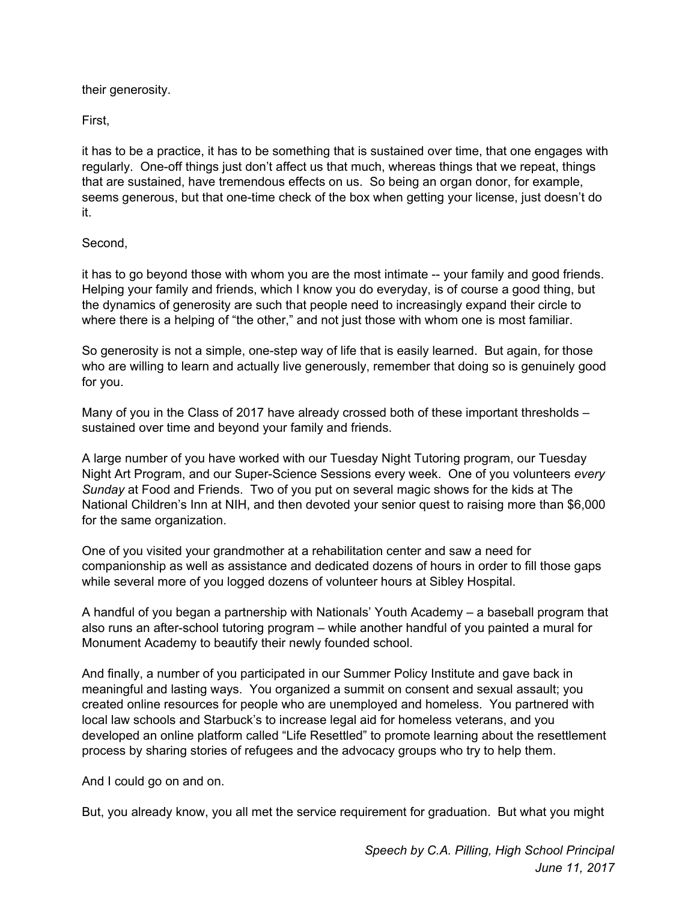their generosity.

First,

it has to be a practice, it has to be something that is sustained over time, that one engages with regularly. One-off things just don't affect us that much, whereas things that we repeat, things that are sustained, have tremendous effects on us. So being an organ donor, for example, seems generous, but that one-time check of the box when getting your license, just doesn't do it.

Second,

it has to go beyond those with whom you are the most intimate -- your family and good friends. Helping your family and friends, which I know you do everyday, is of course a good thing, but the dynamics of generosity are such that people need to increasingly expand their circle to where there is a helping of "the other," and not just those with whom one is most familiar.

So generosity is not a simple, one-step way of life that is easily learned. But again, for those who are willing to learn and actually live generously, remember that doing so is genuinely good for you.

Many of you in the Class of 2017 have already crossed both of these important thresholds – sustained over time and beyond your family and friends.

A large number of you have worked with our Tuesday Night Tutoring program, our Tuesday Night Art Program, and our Super-Science Sessions every week. One of you volunteers *every Sunday* at Food and Friends. Two of you put on several magic shows for the kids at The National Children's Inn at NIH, and then devoted your senior quest to raising more than $6,000 for the same organization.

One of you visited your grandmother at a rehabilitation center and saw a need for companionship as well as assistance and dedicated dozens of hours in order to fill those gaps while several more of you logged dozens of volunteer hours at Sibley Hospital.

A handful of you began a partnership with Nationals' Youth Academy – a baseball program that also runs an after-school tutoring program – while another handful of you painted a mural for Monument Academy to beautify their newly founded school.

And finally, a number of you participated in our Summer Policy Institute and gave back in meaningful and lasting ways. You organized a summit on consent and sexual assault; you created online resources for people who are unemployed and homeless. You partnered with local law schools and Starbuck's to increase legal aid for homeless veterans, and you developed an online platform called "Life Resettled" to promote learning about the resettlement process by sharing stories of refugees and the advocacy groups who try to help them.

And I could go on and on.

But, you already know, you all met the service requirement for graduation. But what you might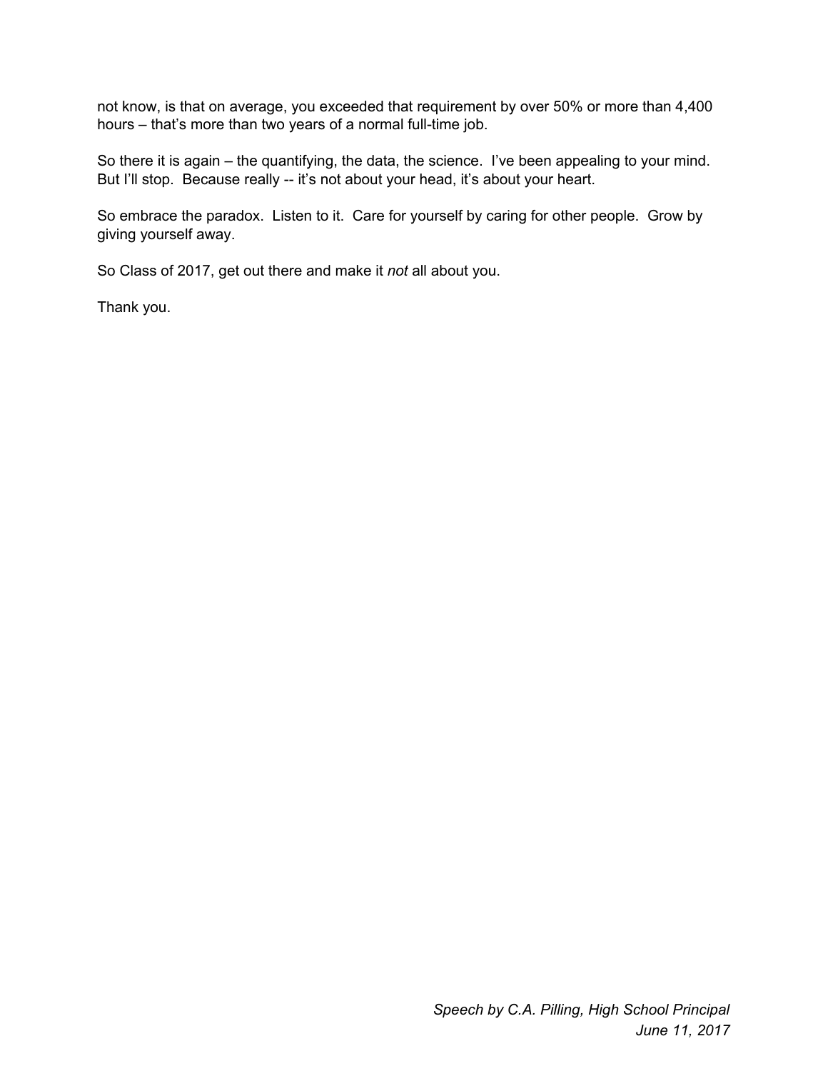not know, is that on average, you exceeded that requirement by over 50% or more than 4,400 hours – that's more than two years of a normal full-time job.

So there it is again – the quantifying, the data, the science. I've been appealing to your mind. But I'll stop. Because really -- it's not about your head, it's about your heart.

So embrace the paradox. Listen to it. Care for yourself by caring for other people. Grow by giving yourself away.

So Class of 2017, get out there and make it *not* all about you.

Thank you.

*Speech by C.A. Pilling, High School Principal*
*June 11, 2017*